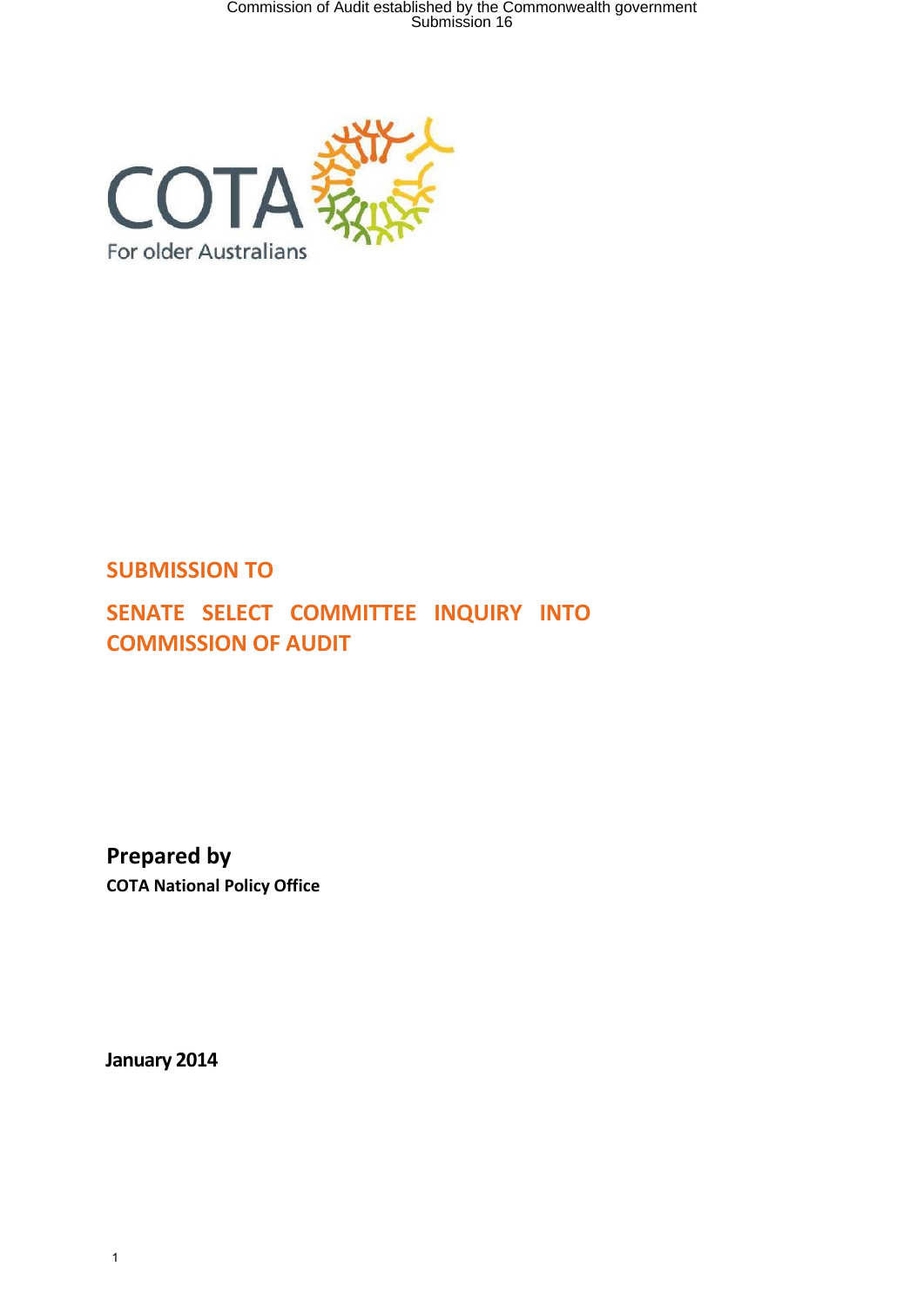COTA

For older Australians

# SUBMISSION TO

# SENATE SELECT COMMITTEE INQUIRY INTO COMMISSION OF AUDIT

**Prepared by**

**COTA National Policy Office**

**January 2014**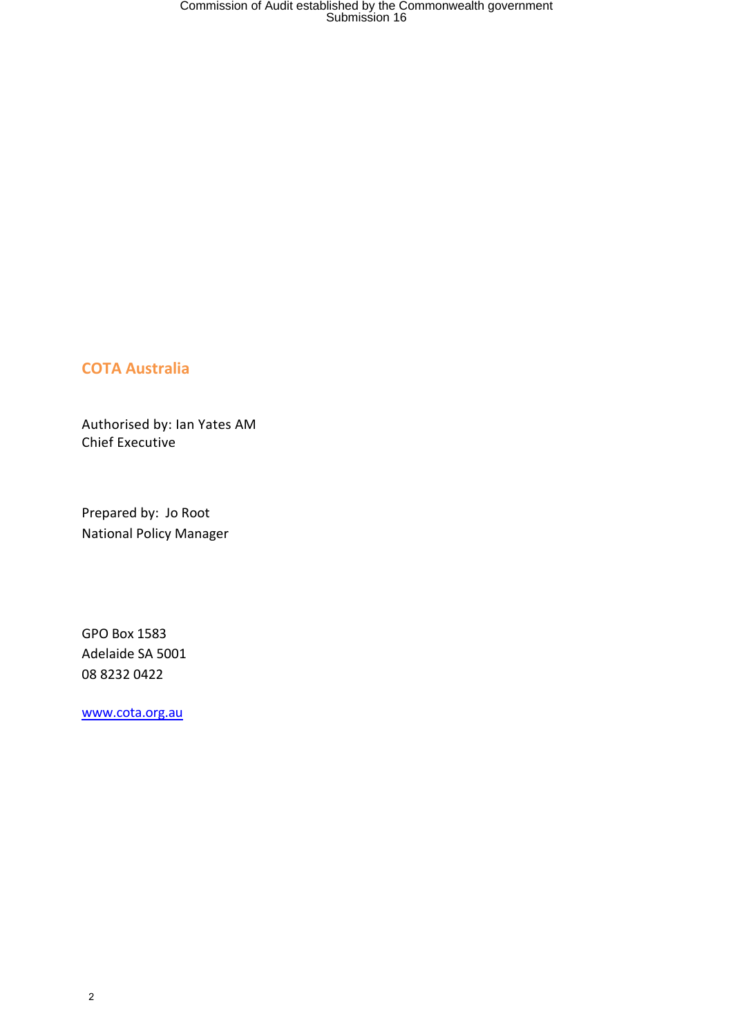## COTA Australia

Authorised by: Ian Yates AM
Chief Executive

Prepared by: Jo Root
National Policy Manager

GPO Box 1583
Adelaide SA 5001
08 8232 0422

[www.cota.org.au](http://www.cota.org.au)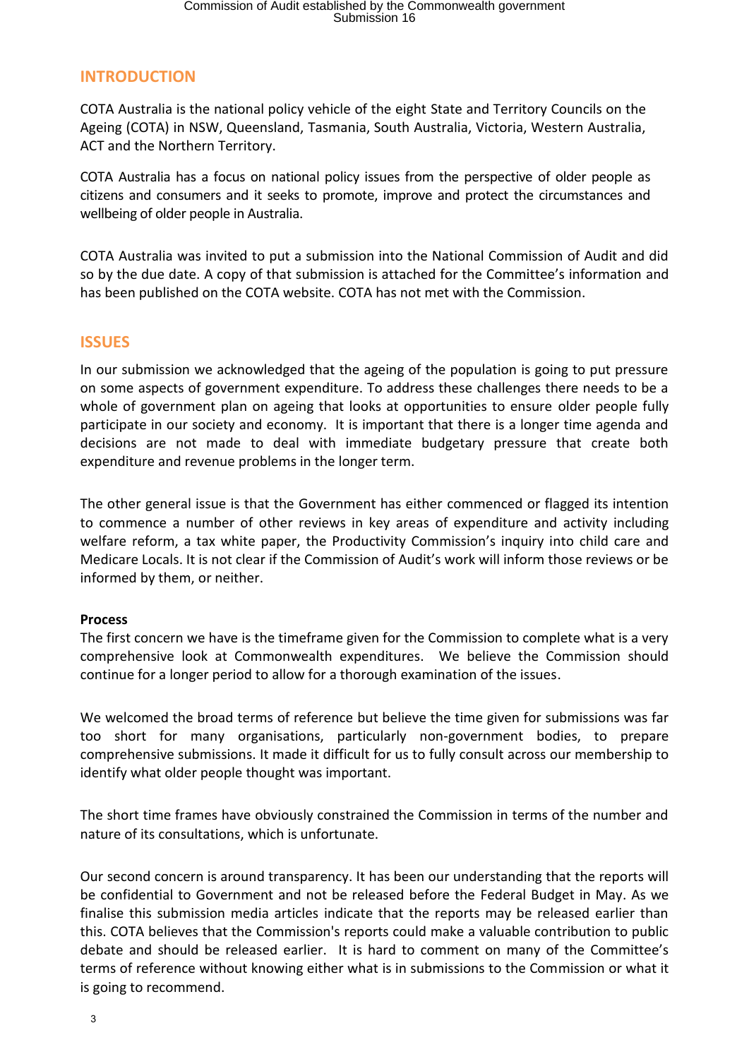## INTRODUCTION

COTA Australia is the national policy vehicle of the eight State and Territory Councils on the Ageing (COTA) in NSW, Queensland, Tasmania, South Australia, Victoria, Western Australia, ACT and the Northern Territory.

COTA Australia has a focus on national policy issues from the perspective of older people as citizens and consumers and it seeks to promote, improve and protect the circumstances and wellbeing of older people in Australia.

COTA Australia was invited to put a submission into the National Commission of Audit and did so by the due date. A copy of that submission is attached for the Committee's information and has been published on the COTA website. COTA has not met with the Commission.

## ISSUES

In our submission we acknowledged that the ageing of the population is going to put pressure on some aspects of government expenditure. To address these challenges there needs to be a whole of government plan on ageing that looks at opportunities to ensure older people fully participate in our society and economy. It is important that there is a longer time agenda and decisions are not made to deal with immediate budgetary pressure that create both expenditure and revenue problems in the longer term.

The other general issue is that the Government has either commenced or flagged its intention to commence a number of other reviews in key areas of expenditure and activity including welfare reform, a tax white paper, the Productivity Commission's inquiry into child care and Medicare Locals. It is not clear if the Commission of Audit's work will inform those reviews or be informed by them, or neither.

**Process**

The first concern we have is the timeframe given for the Commission to complete what is a very comprehensive look at Commonwealth expenditures. We believe the Commission should continue for a longer period to allow for a thorough examination of the issues.

We welcomed the broad terms of reference but believe the time given for submissions was far too short for many organisations, particularly non-government bodies, to prepare comprehensive submissions. It made it difficult for us to fully consult across our membership to identify what older people thought was important.

The short time frames have obviously constrained the Commission in terms of the number and nature of its consultations, which is unfortunate.

Our second concern is around transparency. It has been our understanding that the reports will be confidential to Government and not be released before the Federal Budget in May. As we finalise this submission media articles indicate that the reports may be released earlier than this. COTA believes that the Commission's reports could make a valuable contribution to public debate and should be released earlier. It is hard to comment on many of the Committee's terms of reference without knowing either what is in submissions to the Commission or what it is going to recommend.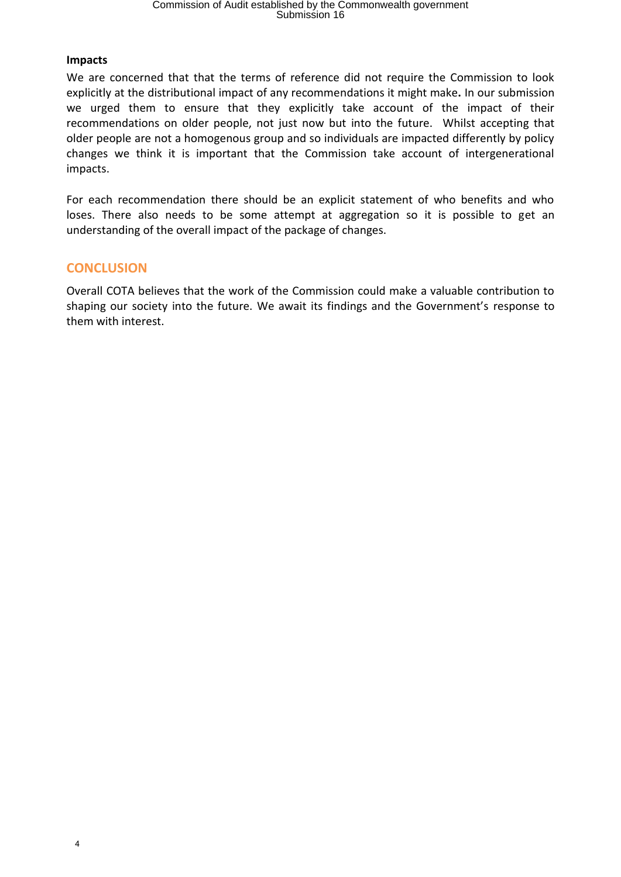**Impacts**

We are concerned that that the terms of reference did not require the Commission to look explicitly at the distributional impact of any recommendations it might make**.** In our submission we urged them to ensure that they explicitly take account of the impact of their recommendations on older people, not just now but into the future. Whilst accepting that older people are not a homogenous group and so individuals are impacted differently by policy changes we think it is important that the Commission take account of intergenerational impacts.

For each recommendation there should be an explicit statement of who benefits and who loses. There also needs to be some attempt at aggregation so it is possible to get an understanding of the overall impact of the package of changes.

## CONCLUSION

Overall COTA believes that the work of the Commission could make a valuable contribution to shaping our society into the future. We await its findings and the Government's response to them with interest.